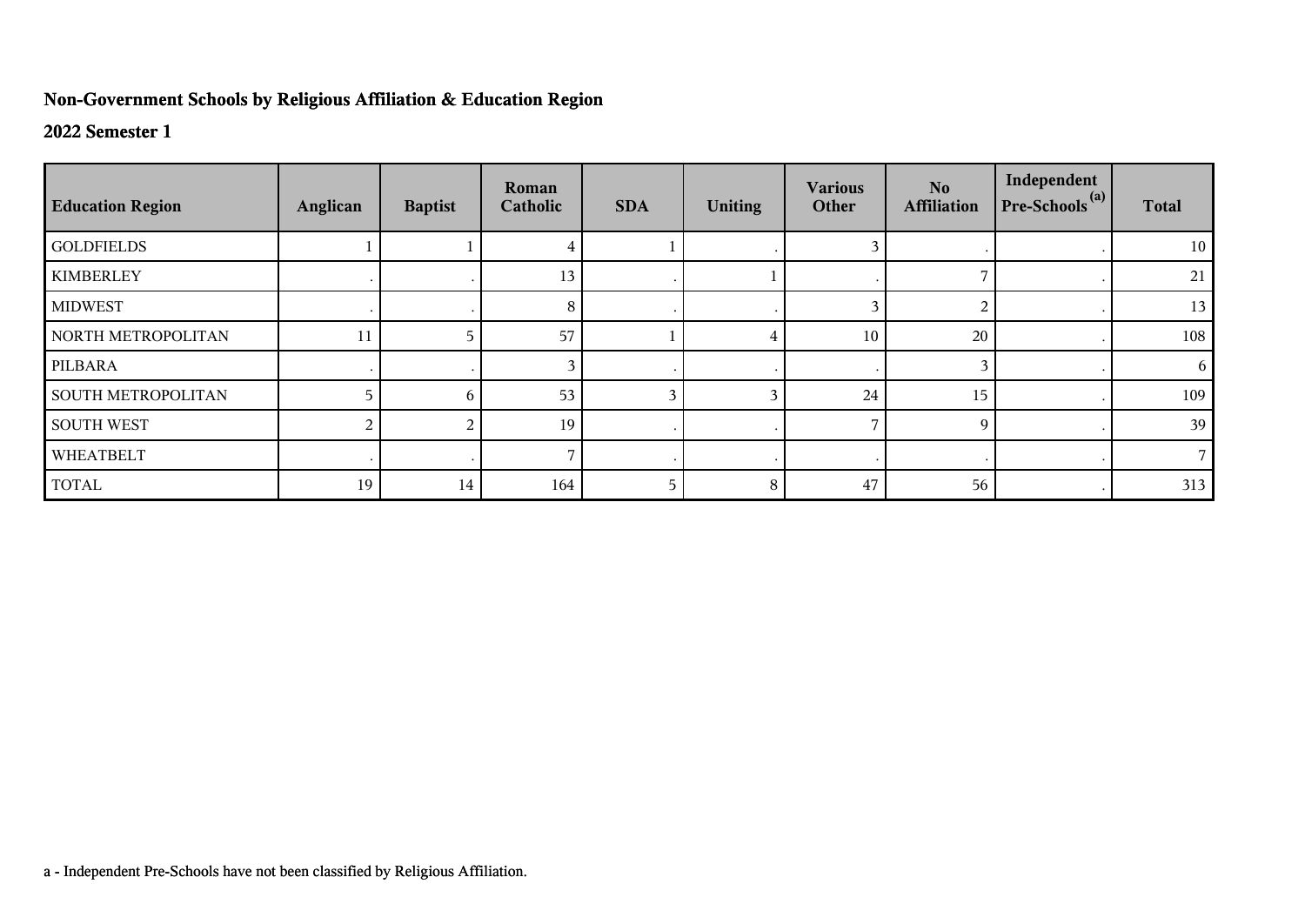## Non-Government Schools by Religious Affiliation & Education Region

### 2022 Semester 1

| Education Region | Anglican | Baptist | Roman Catholic | SDA | Uniting | Various Other | No Affiliation | Independent Pre-Schools [(a)] | Total |
|---|---|---|---|---|---|---|---|---|---|
| GOLDFIELDS | 1 | 1 | 4 | 1 | . | 3 | . | . | 10 |
| KIMBERLEY | . | . | 13 | . | 1 | . | 7 | . | 21 |
| MIDWEST | . | . | 8 | . | . | 3 | 2 | . | 13 |
| NORTH METROPOLITAN | 11 | 5 | 57 | 1 | 4 | 10 | 20 | . | 108 |
| PILBARA | . | . | 3 | . | . | . | 3 | . | 6 |
| SOUTH METROPOLITAN | 5 | 6 | 53 | 3 | 3 | 24 | 15 | . | 109 |
| SOUTH WEST | 2 | 2 | 19 | . | . | 7 | 9 | . | 39 |
| WHEATBELT | . | . | 7 | . | . | . | . | . | 7 |
| TOTAL | 19 | 14 | 164 | 5 | 8 | 47 | 56 | . | 313 |

a - Independent Pre-Schools have not been classified by Religious Affiliation.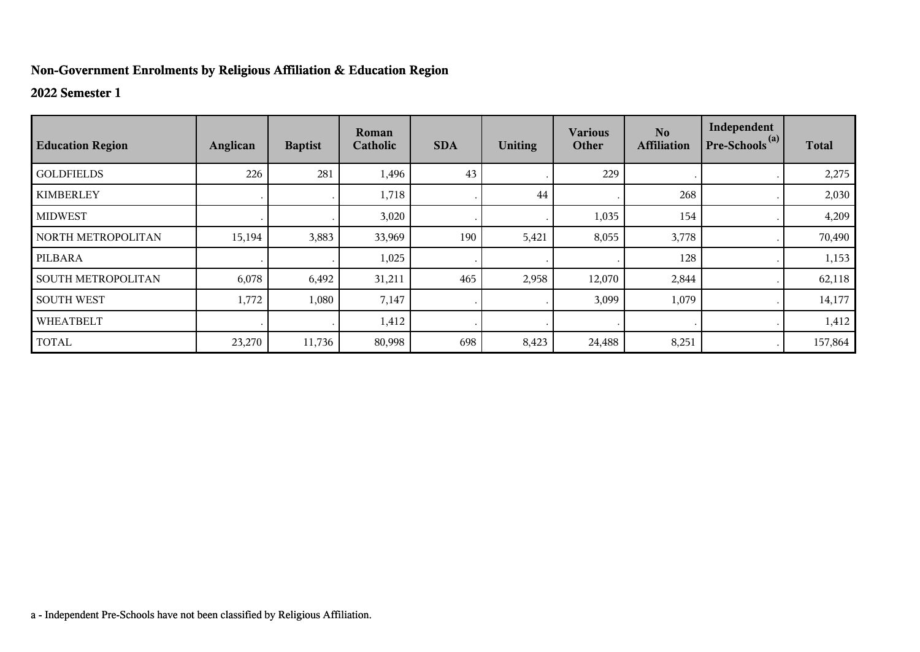## Non-Government Enrolments by Religious Affiliation & Education Region

### 2022 Semester 1

| Education Region | Anglican | Baptist | Roman Catholic | SDA | Uniting | Various Other | No Affiliation | Independent Pre-Schools [(a)] | Total |
|---|---|---|---|---|---|---|---|---|---|
| GOLDFIELDS | 226 | 281 | 1,496 | 43 | . | 229 | . | . | 2,275 |
| KIMBERLEY | . | . | 1,718 | . | 44 | . | 268 | . | 2,030 |
| MIDWEST | . | . | 3,020 | . | . | 1,035 | 154 | . | 4,209 |
| NORTH METROPOLITAN | 15,194 | 3,883 | 33,969 | 190 | 5,421 | 8,055 | 3,778 | . | 70,490 |
| PILBARA | . | . | 1,025 | . | . | . | 128 | . | 1,153 |
| SOUTH METROPOLITAN | 6,078 | 6,492 | 31,211 | 465 | 2,958 | 12,070 | 2,844 | . | 62,118 |
| SOUTH WEST | 1,772 | 1,080 | 7,147 | . | . | 3,099 | 1,079 | . | 14,177 |
| WHEATBELT | . | . | 1,412 | . | . | . | . | . | 1,412 |
| TOTAL | 23,270 | 11,736 | 80,998 | 698 | 8,423 | 24,488 | 8,251 | . | 157,864 |

a - Independent Pre-Schools have not been classified by Religious Affiliation.